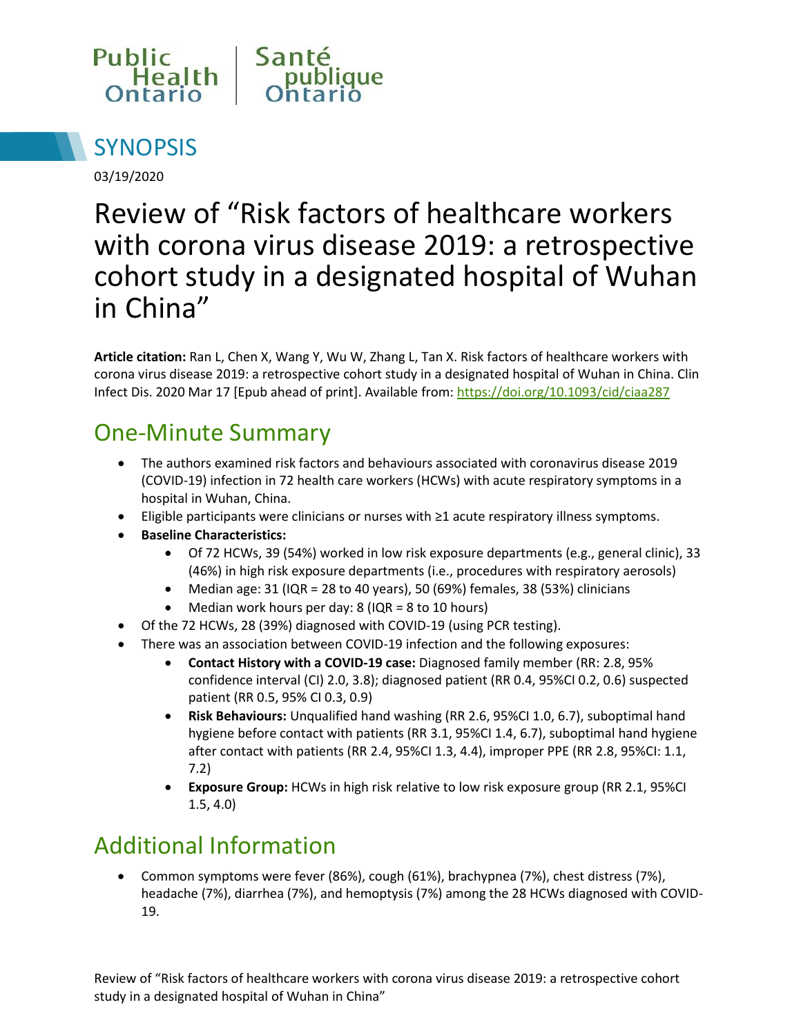Public Health Ontario | Santé publique Ontario

# SYNOPSIS

03/19/2020

# Review of "Risk factors of healthcare workers with corona virus disease 2019: a retrospective cohort study in a designated hospital of Wuhan in China"

**Article citation:** Ran L, Chen X, Wang Y, Wu W, Zhang L, Tan X. Risk factors of healthcare workers with corona virus disease 2019: a retrospective cohort study in a designated hospital of Wuhan in China. Clin Infect Dis. 2020 Mar 17 [Epub ahead of print]. Available from: https://doi.org/10.1093/cid/ciaa287

## One-Minute Summary

- The authors examined risk factors and behaviours associated with coronavirus disease 2019 (COVID-19) infection in 72 health care workers (HCWs) with acute respiratory symptoms in a hospital in Wuhan, China.
- Eligible participants were clinicians or nurses with ≥1 acute respiratory illness symptoms.
- **Baseline Characteristics:**
  - Of 72 HCWs, 39 (54%) worked in low risk exposure departments (e.g., general clinic), 33 (46%) in high risk exposure departments (i.e., procedures with respiratory aerosols)
  - Median age: 31 (IQR = 28 to 40 years), 50 (69%) females, 38 (53%) clinicians
  - Median work hours per day: 8 (IQR = 8 to 10 hours)
- Of the 72 HCWs, 28 (39%) diagnosed with COVID-19 (using PCR testing).
- There was an association between COVID-19 infection and the following exposures:
  - **Contact History with a COVID-19 case:** Diagnosed family member (RR: 2.8, 95% confidence interval (CI) 2.0, 3.8); diagnosed patient (RR 0.4, 95%CI 0.2, 0.6) suspected patient (RR 0.5, 95% CI 0.3, 0.9)
  - **Risk Behaviours:** Unqualified hand washing (RR 2.6, 95%CI 1.0, 6.7), suboptimal hand hygiene before contact with patients (RR 3.1, 95%CI 1.4, 6.7), suboptimal hand hygiene after contact with patients (RR 2.4, 95%CI 1.3, 4.4), improper PPE (RR 2.8, 95%CI: 1.1, 7.2)
  - **Exposure Group:** HCWs in high risk relative to low risk exposure group (RR 2.1, 95%CI 1.5, 4.0)

## Additional Information

- Common symptoms were fever (86%), cough (61%), brachypnea (7%), chest distress (7%), headache (7%), diarrhea (7%), and hemoptysis (7%) among the 28 HCWs diagnosed with COVID-19.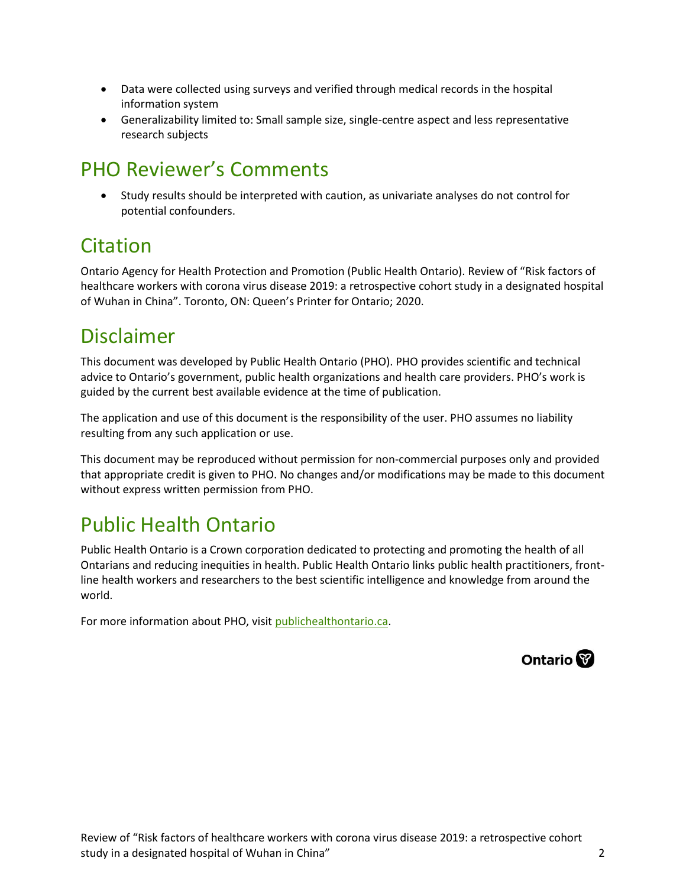- Data were collected using surveys and verified through medical records in the hospital information system
- Generalizability limited to: Small sample size, single-centre aspect and less representative research subjects

## PHO Reviewer's Comments

- Study results should be interpreted with caution, as univariate analyses do not control for potential confounders.

## Citation

Ontario Agency for Health Protection and Promotion (Public Health Ontario). Review of "Risk factors of healthcare workers with corona virus disease 2019: a retrospective cohort study in a designated hospital of Wuhan in China". Toronto, ON: Queen's Printer for Ontario; 2020.

## Disclaimer

This document was developed by Public Health Ontario (PHO). PHO provides scientific and technical advice to Ontario's government, public health organizations and health care providers. PHO's work is guided by the current best available evidence at the time of publication.

The application and use of this document is the responsibility of the user. PHO assumes no liability resulting from any such application or use.

This document may be reproduced without permission for non-commercial purposes only and provided that appropriate credit is given to PHO. No changes and/or modifications may be made to this document without express written permission from PHO.

## Public Health Ontario

Public Health Ontario is a Crown corporation dedicated to protecting and promoting the health of all Ontarians and reducing inequities in health. Public Health Ontario links public health practitioners, front-line health workers and researchers to the best scientific intelligence and knowledge from around the world.

For more information about PHO, visit [publichealthontario.ca](publichealthontario.ca).

Ontario